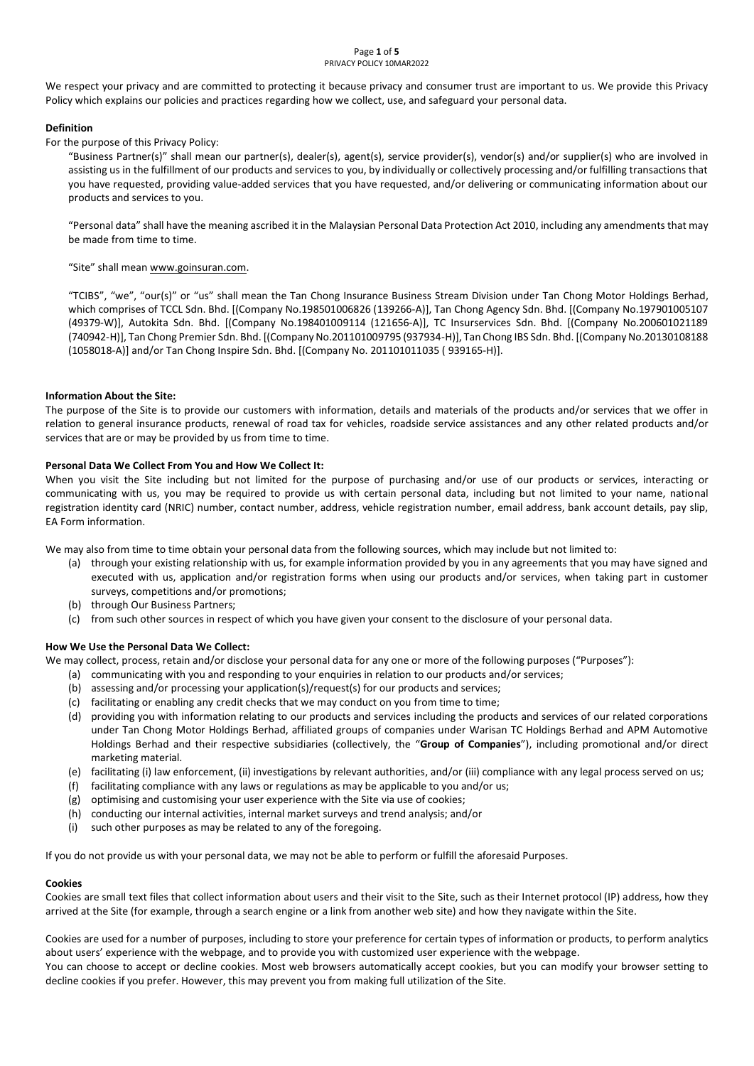We respect your privacy and are committed to protecting it because privacy and consumer trust are important to us. We provide this Privacy Policy which explains our policies and practices regarding how we collect, use, and safeguard your personal data.

**Definition**

For the purpose of this Privacy Policy:

"Business Partner(s)" shall mean our partner(s), dealer(s), agent(s), service provider(s), vendor(s) and/or supplier(s) who are involved in assisting us in the fulfillment of our products and services to you, by individually or collectively processing and/or fulfilling transactions that you have requested, providing value-added services that you have requested, and/or delivering or communicating information about our products and services to you.

"Personal data" shall have the meaning ascribed it in the Malaysian Personal Data Protection Act 2010, including any amendments that may be made from time to time.

"Site" shall mean www.goinsuran.com.

"TCIBS", "we", "our(s)" or "us" shall mean the Tan Chong Insurance Business Stream Division under Tan Chong Motor Holdings Berhad, which comprises of TCCL Sdn. Bhd. [(Company No.198501006826 (139266-A)], Tan Chong Agency Sdn. Bhd. [(Company No.197901005107 (49379-W)], Autokita Sdn. Bhd. [(Company No.198401009114 (121656-A)], TC Insurservices Sdn. Bhd. [(Company No.200601021189 (740942-H)], Tan Chong Premier Sdn. Bhd. [(Company No.201101009795 (937934-H)], Tan Chong IBS Sdn. Bhd. [(Company No.20130108188 (1058018-A)] and/or Tan Chong Inspire Sdn. Bhd. [(Company No. 201101011035 ( 939165-H)].

**Information About the Site:**

The purpose of the Site is to provide our customers with information, details and materials of the products and/or services that we offer in relation to general insurance products, renewal of road tax for vehicles, roadside service assistances and any other related products and/or services that are or may be provided by us from time to time.

**Personal Data We Collect From You and How We Collect It:**

When you visit the Site including but not limited for the purpose of purchasing and/or use of our products or services, interacting or communicating with us, you may be required to provide us with certain personal data, including but not limited to your name, national registration identity card (NRIC) number, contact number, address, vehicle registration number, email address, bank account details, pay slip, EA Form information.

We may also from time to time obtain your personal data from the following sources, which may include but not limited to:

(a) through your existing relationship with us, for example information provided by you in any agreements that you may have signed and executed with us, application and/or registration forms when using our products and/or services, when taking part in customer surveys, competitions and/or promotions;
(b) through Our Business Partners;
(c) from such other sources in respect of which you have given your consent to the disclosure of your personal data.

**How We Use the Personal Data We Collect:**

We may collect, process, retain and/or disclose your personal data for any one or more of the following purposes ("Purposes"):

(a) communicating with you and responding to your enquiries in relation to our products and/or services;
(b) assessing and/or processing your application(s)/request(s) for our products and services;
(c) facilitating or enabling any credit checks that we may conduct on you from time to time;
(d) providing you with information relating to our products and services including the products and services of our related corporations under Tan Chong Motor Holdings Berhad, affiliated groups of companies under Warisan TC Holdings Berhad and APM Automotive Holdings Berhad and their respective subsidiaries (collectively, the "**Group of Companies**"), including promotional and/or direct marketing material.
(e) facilitating (i) law enforcement, (ii) investigations by relevant authorities, and/or (iii) compliance with any legal process served on us;
(f) facilitating compliance with any laws or regulations as may be applicable to you and/or us;
(g) optimising and customising your user experience with the Site via use of cookies;
(h) conducting our internal activities, internal market surveys and trend analysis; and/or
(i) such other purposes as may be related to any of the foregoing.

If you do not provide us with your personal data, we may not be able to perform or fulfill the aforesaid Purposes.

**Cookies**

Cookies are small text files that collect information about users and their visit to the Site, such as their Internet protocol (IP) address, how they arrived at the Site (for example, through a search engine or a link from another web site) and how they navigate within the Site.

Cookies are used for a number of purposes, including to store your preference for certain types of information or products, to perform analytics about users' experience with the webpage, and to provide you with customized user experience with the webpage.

You can choose to accept or decline cookies. Most web browsers automatically accept cookies, but you can modify your browser setting to decline cookies if you prefer. However, this may prevent you from making full utilization of the Site.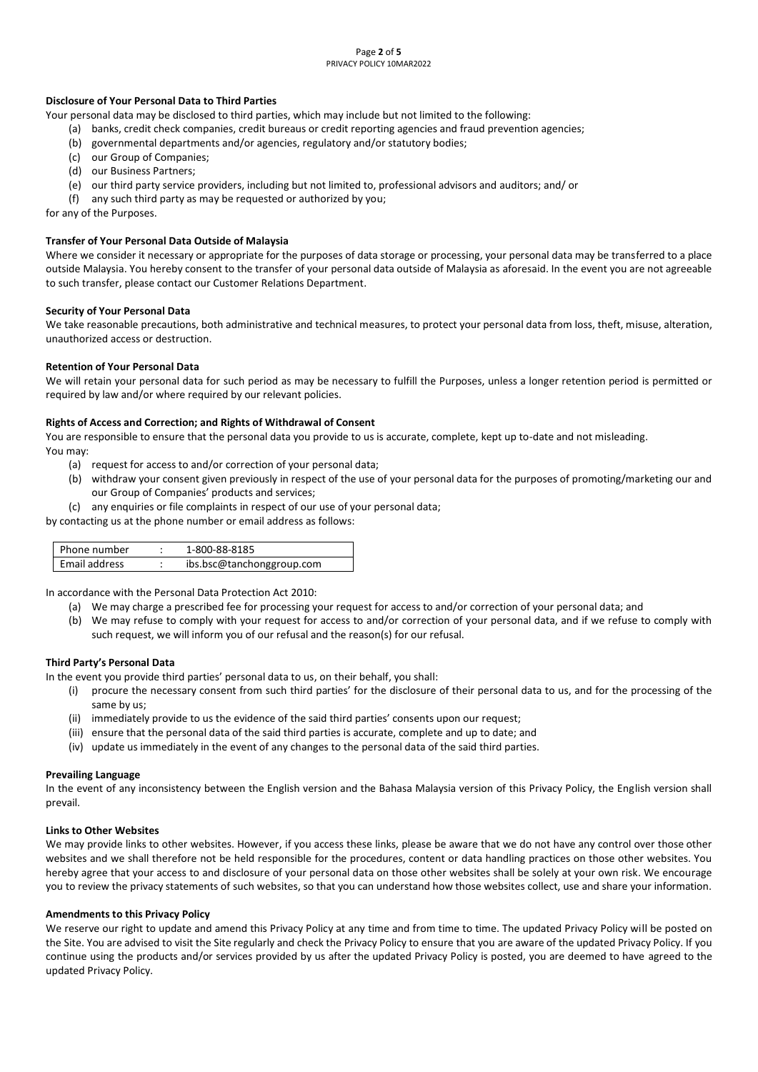**Disclosure of Your Personal Data to Third Parties**

Your personal data may be disclosed to third parties, which may include but not limited to the following:

(a) banks, credit check companies, credit bureaus or credit reporting agencies and fraud prevention agencies;
(b) governmental departments and/or agencies, regulatory and/or statutory bodies;
(c) our Group of Companies;
(d) our Business Partners;
(e) our third party service providers, including but not limited to, professional advisors and auditors; and/ or
(f) any such third party as may be requested or authorized by you;

for any of the Purposes.

**Transfer of Your Personal Data Outside of Malaysia**

Where we consider it necessary or appropriate for the purposes of data storage or processing, your personal data may be transferred to a place outside Malaysia. You hereby consent to the transfer of your personal data outside of Malaysia as aforesaid. In the event you are not agreeable to such transfer, please contact our Customer Relations Department.

**Security of Your Personal Data**

We take reasonable precautions, both administrative and technical measures, to protect your personal data from loss, theft, misuse, alteration, unauthorized access or destruction.

**Retention of Your Personal Data**

We will retain your personal data for such period as may be necessary to fulfill the Purposes, unless a longer retention period is permitted or required by law and/or where required by our relevant policies.

**Rights of Access and Correction; and Rights of Withdrawal of Consent**

You are responsible to ensure that the personal data you provide to us is accurate, complete, kept up to-date and not misleading.

You may:

(a) request for access to and/or correction of your personal data;
(b) withdraw your consent given previously in respect of the use of your personal data for the purposes of promoting/marketing our and our Group of Companies' products and services;
(c) any enquiries or file complaints in respect of our use of your personal data;

by contacting us at the phone number or email address as follows:

| Phone number | : | 1-800-88-8185 |
|---|---|---|
| Email address | : | ibs.bsc@tanchonggroup.com |

In accordance with the Personal Data Protection Act 2010:

(a) We may charge a prescribed fee for processing your request for access to and/or correction of your personal data; and
(b) We may refuse to comply with your request for access to and/or correction of your personal data, and if we refuse to comply with such request, we will inform you of our refusal and the reason(s) for our refusal.

**Third Party's Personal Data**

In the event you provide third parties' personal data to us, on their behalf, you shall:

(i) procure the necessary consent from such third parties' for the disclosure of their personal data to us, and for the processing of the same by us;
(ii) immediately provide to us the evidence of the said third parties' consents upon our request;
(iii) ensure that the personal data of the said third parties is accurate, complete and up to date; and
(iv) update us immediately in the event of any changes to the personal data of the said third parties.

**Prevailing Language**

In the event of any inconsistency between the English version and the Bahasa Malaysia version of this Privacy Policy, the English version shall prevail.

**Links to Other Websites**

We may provide links to other websites. However, if you access these links, please be aware that we do not have any control over those other websites and we shall therefore not be held responsible for the procedures, content or data handling practices on those other websites. You hereby agree that your access to and disclosure of your personal data on those other websites shall be solely at your own risk. We encourage you to review the privacy statements of such websites, so that you can understand how those websites collect, use and share your information.

**Amendments to this Privacy Policy**

We reserve our right to update and amend this Privacy Policy at any time and from time to time. The updated Privacy Policy will be posted on the Site. You are advised to visit the Site regularly and check the Privacy Policy to ensure that you are aware of the updated Privacy Policy. If you continue using the products and/or services provided by us after the updated Privacy Policy is posted, you are deemed to have agreed to the updated Privacy Policy.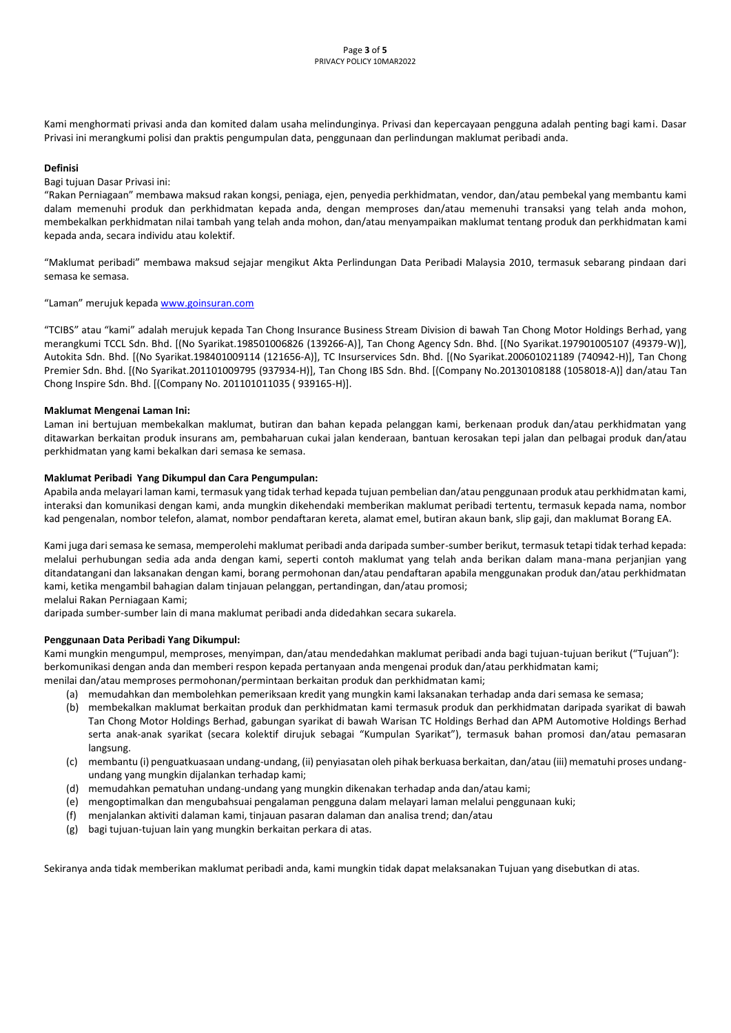Kami menghormati privasi anda dan komited dalam usaha melindunginya. Privasi dan kepercayaan pengguna adalah penting bagi kami. Dasar Privasi ini merangkumi polisi dan praktis pengumpulan data, penggunaan dan perlindungan maklumat peribadi anda.

**Definisi**

Bagi tujuan Dasar Privasi ini:

"Rakan Perniagaan" membawa maksud rakan kongsi, peniaga, ejen, penyedia perkhidmatan, vendor, dan/atau pembekal yang membantu kami dalam memenuhi produk dan perkhidmatan kepada anda, dengan memproses dan/atau memenuhi transaksi yang telah anda mohon, membekalkan perkhidmatan nilai tambah yang telah anda mohon, dan/atau menyampaikan maklumat tentang produk dan perkhidmatan kami kepada anda, secara individu atau kolektif.

"Maklumat peribadi" membawa maksud sejajar mengikut Akta Perlindungan Data Peribadi Malaysia 2010, termasuk sebarang pindaan dari semasa ke semasa.

"Laman" merujuk kepada www.goinsuran.com

"TCIBS" atau "kami" adalah merujuk kepada Tan Chong Insurance Business Stream Division di bawah Tan Chong Motor Holdings Berhad, yang merangkumi TCCL Sdn. Bhd. [(No Syarikat.198501006826 (139266-A)], Tan Chong Agency Sdn. Bhd. [(No Syarikat.197901005107 (49379-W)], Autokita Sdn. Bhd. [(No Syarikat.198401009114 (121656-A)], TC Insurservices Sdn. Bhd. [(No Syarikat.200601021189 (740942-H)], Tan Chong Premier Sdn. Bhd. [(No Syarikat.201101009795 (937934-H)], Tan Chong IBS Sdn. Bhd. [(Company No.20130108188 (1058018-A)] dan/atau Tan Chong Inspire Sdn. Bhd. [(Company No. 201101011035 ( 939165-H)].

**Maklumat Mengenai Laman Ini:**

Laman ini bertujuan membekalkan maklumat, butiran dan bahan kepada pelanggan kami, berkenaan produk dan/atau perkhidmatan yang ditawarkan berkaitan produk insurans am, pembaharuan cukai jalan kenderaan, bantuan kerosakan tepi jalan dan pelbagai produk dan/atau perkhidmatan yang kami bekalkan dari semasa ke semasa.

**Maklumat Peribadi Yang Dikumpul dan Cara Pengumpulan:**

Apabila anda melayari laman kami, termasuk yang tidak terhad kepada tujuan pembelian dan/atau penggunaan produk atau perkhidmatan kami, interaksi dan komunikasi dengan kami, anda mungkin dikehendaki memberikan maklumat peribadi tertentu, termasuk kepada nama, nombor kad pengenalan, nombor telefon, alamat, nombor pendaftaran kereta, alamat emel, butiran akaun bank, slip gaji, dan maklumat Borang EA.

Kami juga dari semasa ke semasa, memperolehi maklumat peribadi anda daripada sumber-sumber berikut, termasuk tetapi tidak terhad kepada:
melalui perhubungan sedia ada anda dengan kami, seperti contoh maklumat yang telah anda berikan dalam mana-mana perjanjian yang ditandatangani dan laksanakan dengan kami, borang permohonan dan/atau pendaftaran apabila menggunakan produk dan/atau perkhidmatan kami, ketika mengambil bahagian dalam tinjauan pelanggan, pertandingan, dan/atau promosi;
melalui Rakan Perniagaan Kami;
daripada sumber-sumber lain di mana maklumat peribadi anda didedahkan secara sukarela.

**Penggunaan Data Peribadi Yang Dikumpul:**

Kami mungkin mengumpul, memproses, menyimpan, dan/atau mendedahkan maklumat peribadi anda bagi tujuan-tujuan berikut ("Tujuan"):
berkomunikasi dengan anda dan memberi respon kepada pertanyaan anda mengenai produk dan/atau perkhidmatan kami;
menilai dan/atau memproses permohonan/permintaan berkaitan produk dan perkhidmatan kami;

(a) memudahkan dan membolehkan pemeriksaan kredit yang mungkin kami laksanakan terhadap anda dari semasa ke semasa;
(b) membekalkan maklumat berkaitan produk dan perkhidmatan kami termasuk produk dan perkhidmatan daripada syarikat di bawah Tan Chong Motor Holdings Berhad, gabungan syarikat di bawah Warisan TC Holdings Berhad dan APM Automotive Holdings Berhad serta anak-anak syarikat (secara kolektif dirujuk sebagai "Kumpulan Syarikat"), termasuk bahan promosi dan/atau pemasaran langsung.
(c) membantu (i) penguatkuasaan undang-undang, (ii) penyiasatan oleh pihak berkuasa berkaitan, dan/atau (iii) mematuhi proses undang-undang yang mungkin dijalankan terhadap kami;
(d) memudahkan pematuhan undang-undang yang mungkin dikenakan terhadap anda dan/atau kami;
(e) mengoptimalkan dan mengubahsuai pengalaman pengguna dalam melayari laman melalui penggunaan kuki;
(f) menjalankan aktiviti dalaman kami, tinjauan pasaran dalaman dan analisa trend; dan/atau
(g) bagi tujuan-tujuan lain yang mungkin berkaitan perkara di atas.

Sekiranya anda tidak memberikan maklumat peribadi anda, kami mungkin tidak dapat melaksanakan Tujuan yang disebutkan di atas.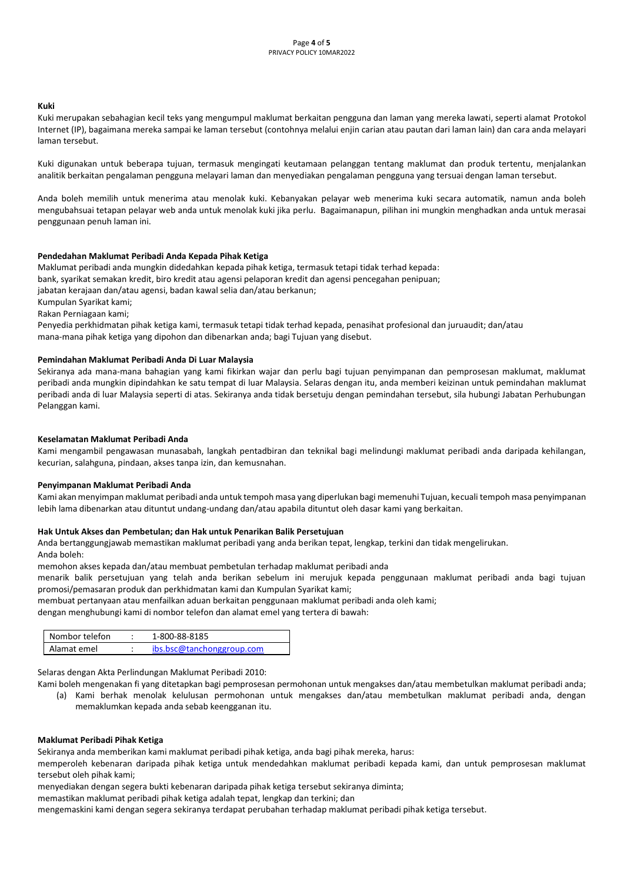**Kuki**

Kuki merupakan sebahagian kecil teks yang mengumpul maklumat berkaitan pengguna dan laman yang mereka lawati, seperti alamat Protokol Internet (IP), bagaimana mereka sampai ke laman tersebut (contohnya melalui enjin carian atau pautan dari laman lain) dan cara anda melayari laman tersebut.

Kuki digunakan untuk beberapa tujuan, termasuk mengingati keutamaan pelanggan tentang maklumat dan produk tertentu, menjalankan analitik berkaitan pengalaman pengguna melayari laman dan menyediakan pengalaman pengguna yang tersuai dengan laman tersebut.

Anda boleh memilih untuk menerima atau menolak kuki. Kebanyakan pelayar web menerima kuki secara automatik, namun anda boleh mengubahsuai tetapan pelayar web anda untuk menolak kuki jika perlu. Bagaimanapun, pilihan ini mungkin menghadkan anda untuk merasai penggunaan penuh laman ini.

**Pendedahan Maklumat Peribadi Anda Kepada Pihak Ketiga**

Maklumat peribadi anda mungkin didedahkan kepada pihak ketiga, termasuk tetapi tidak terhad kepada:

bank, syarikat semakan kredit, biro kredit atau agensi pelaporan kredit dan agensi pencegahan penipuan;

jabatan kerajaan dan/atau agensi, badan kawal selia dan/atau berkanun;

Kumpulan Syarikat kami;

Rakan Perniagaan kami;

Penyedia perkhidmatan pihak ketiga kami, termasuk tetapi tidak terhad kepada, penasihat profesional dan juruaudit; dan/atau

mana-mana pihak ketiga yang dipohon dan dibenarkan anda; bagi Tujuan yang disebut.

**Pemindahan Maklumat Peribadi Anda Di Luar Malaysia**

Sekiranya ada mana-mana bahagian yang kami fikirkan wajar dan perlu bagi tujuan penyimpanan dan pemprosesan maklumat, maklumat peribadi anda mungkin dipindahkan ke satu tempat di luar Malaysia. Selaras dengan itu, anda memberi keizinan untuk pemindahan maklumat peribadi anda di luar Malaysia seperti di atas. Sekiranya anda tidak bersetuju dengan pemindahan tersebut, sila hubungi Jabatan Perhubungan Pelanggan kami.

**Keselamatan Maklumat Peribadi Anda**

Kami mengambil pengawasan munasabah, langkah pentadbiran dan teknikal bagi melindungi maklumat peribadi anda daripada kehilangan, kecurian, salahguna, pindaan, akses tanpa izin, dan kemusnahan.

**Penyimpanan Maklumat Peribadi Anda**

Kami akan menyimpan maklumat peribadi anda untuk tempoh masa yang diperlukan bagi memenuhi Tujuan, kecuali tempoh masa penyimpanan lebih lama dibenarkan atau dituntut undang-undang dan/atau apabila dituntut oleh dasar kami yang berkaitan.

**Hak Untuk Akses dan Pembetulan; dan Hak untuk Penarikan Balik Persetujuan**

Anda bertanggungjawab memastikan maklumat peribadi yang anda berikan tepat, lengkap, terkini dan tidak mengelirukan.

Anda boleh:

memohon akses kepada dan/atau membuat pembetulan terhadap maklumat peribadi anda

menarik balik persetujuan yang telah anda berikan sebelum ini merujuk kepada penggunaan maklumat peribadi anda bagi tujuan promosi/pemasaran produk dan perkhidmatan kami dan Kumpulan Syarikat kami;

membuat pertanyaan atau menfailkan aduan berkaitan penggunaan maklumat peribadi anda oleh kami;

dengan menghubungi kami di nombor telefon dan alamat emel yang tertera di bawah:

| | | |
|---|---|---|
| Nombor telefon | : | 1-800-88-8185 |
| Alamat emel | : | ibs.bsc@tanchonggroup.com |

Selaras dengan Akta Perlindungan Maklumat Peribadi 2010:

Kami boleh mengenakan fi yang ditetapkan bagi pemprosesan permohonan untuk mengakses dan/atau membetulkan maklumat peribadi anda;

(a) Kami berhak menolak kelulusan permohonan untuk mengakses dan/atau membetulkan maklumat peribadi anda, dengan memaklumkan kepada anda sebab keengganan itu.

**Maklumat Peribadi Pihak Ketiga**

Sekiranya anda memberikan kami maklumat peribadi pihak ketiga, anda bagi pihak mereka, harus:

memperoleh kebenaran daripada pihak ketiga untuk mendedahkan maklumat peribadi kepada kami, dan untuk pemprosesan maklumat tersebut oleh pihak kami;

menyediakan dengan segera bukti kebenaran daripada pihak ketiga tersebut sekiranya diminta;

memastikan maklumat peribadi pihak ketiga adalah tepat, lengkap dan terkini; dan

mengemaskini kami dengan segera sekiranya terdapat perubahan terhadap maklumat peribadi pihak ketiga tersebut.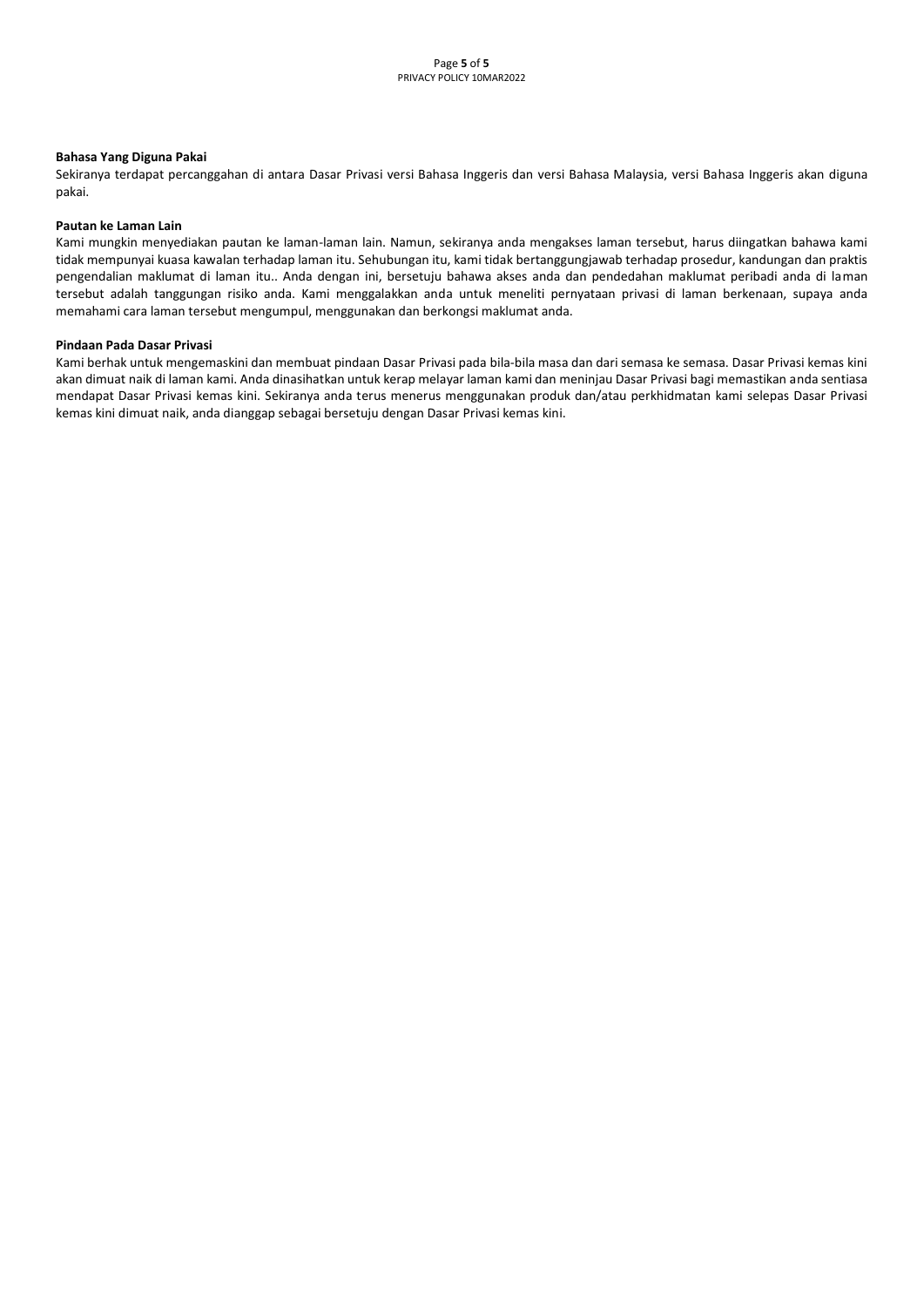**Bahasa Yang Diguna Pakai**

Sekiranya terdapat percanggahan di antara Dasar Privasi versi Bahasa Inggeris dan versi Bahasa Malaysia, versi Bahasa Inggeris akan diguna pakai.

**Pautan ke Laman Lain**

Kami mungkin menyediakan pautan ke laman-laman lain. Namun, sekiranya anda mengakses laman tersebut, harus diingatkan bahawa kami tidak mempunyai kuasa kawalan terhadap laman itu. Sehubungan itu, kami tidak bertanggungjawab terhadap prosedur, kandungan dan praktis pengendalian maklumat di laman itu.. Anda dengan ini, bersetuju bahawa akses anda dan pendedahan maklumat peribadi anda di laman tersebut adalah tanggungan risiko anda. Kami menggalakkan anda untuk meneliti pernyataan privasi di laman berkenaan, supaya anda memahami cara laman tersebut mengumpul, menggunakan dan berkongsi maklumat anda.

**Pindaan Pada Dasar Privasi**

Kami berhak untuk mengemaskini dan membuat pindaan Dasar Privasi pada bila-bila masa dan dari semasa ke semasa. Dasar Privasi kemas kini akan dimuat naik di laman kami. Anda dinasihatkan untuk kerap melayar laman kami dan meninjau Dasar Privasi bagi memastikan anda sentiasa mendapat Dasar Privasi kemas kini. Sekiranya anda terus menerus menggunakan produk dan/atau perkhidmatan kami selepas Dasar Privasi kemas kini dimuat naik, anda dianggap sebagai bersetuju dengan Dasar Privasi kemas kini.